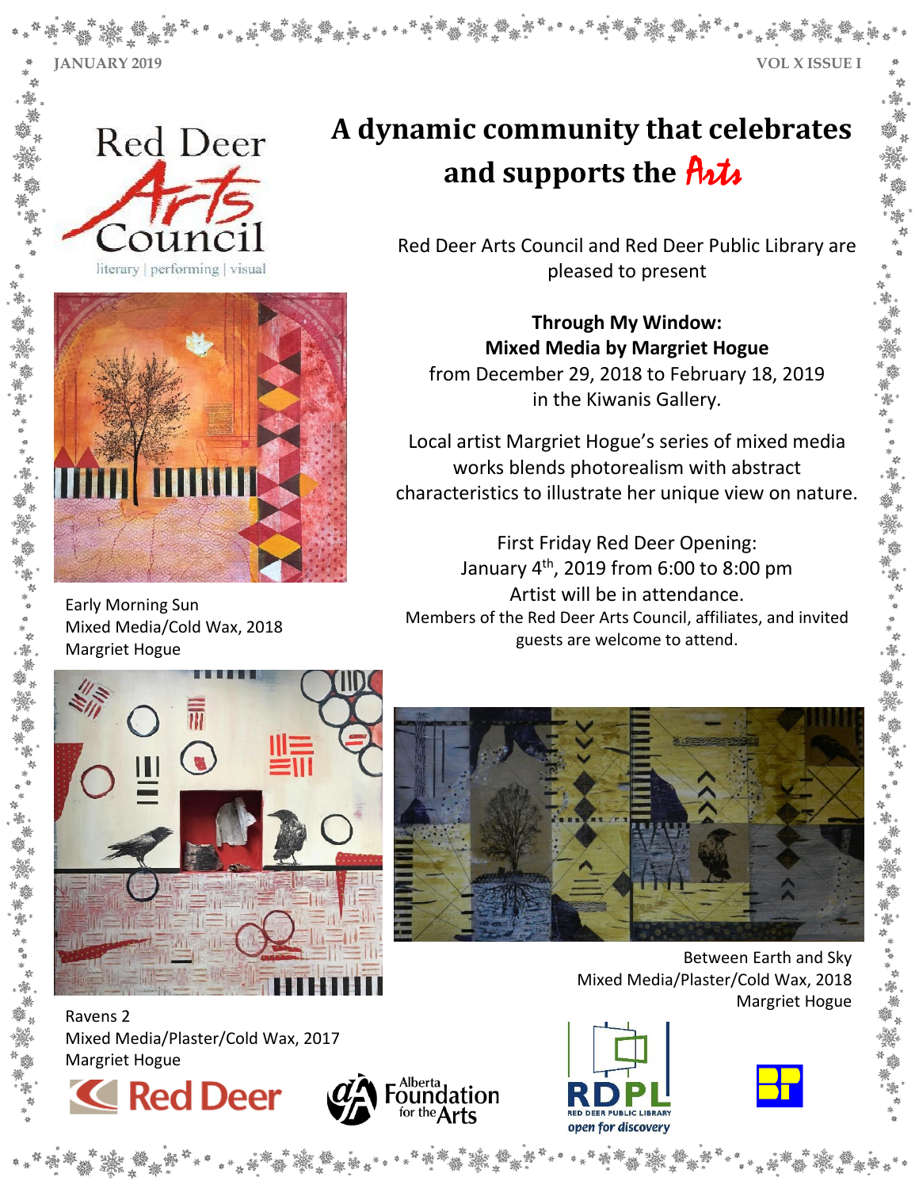# A dynamic community that celebrates and supports the Arts

Red Deer Arts Council and Red Deer Public Library are pleased to present

**Through My Window:**
**Mixed Media by Margriet Hogue**
from December 29, 2018 to February 18, 2019
in the Kiwanis Gallery.

Local artist Margriet Hogue's series of mixed media works blends photorealism with abstract characteristics to illustrate her unique view on nature.

First Friday Red Deer Opening:
January 4th, 2019 from 6:00 to 8:00 pm
Artist will be in attendance.
Members of the Red Deer Arts Council, affiliates, and invited guests are welcome to attend.

Early Morning Sun
Mixed Media/Cold Wax, 2018
Margriet Hogue

Ravens 2
Mixed Media/Plaster/Cold Wax, 2017
Margriet Hogue

Between Earth and Sky
Mixed Media/Plaster/Cold Wax, 2018
Margriet Hogue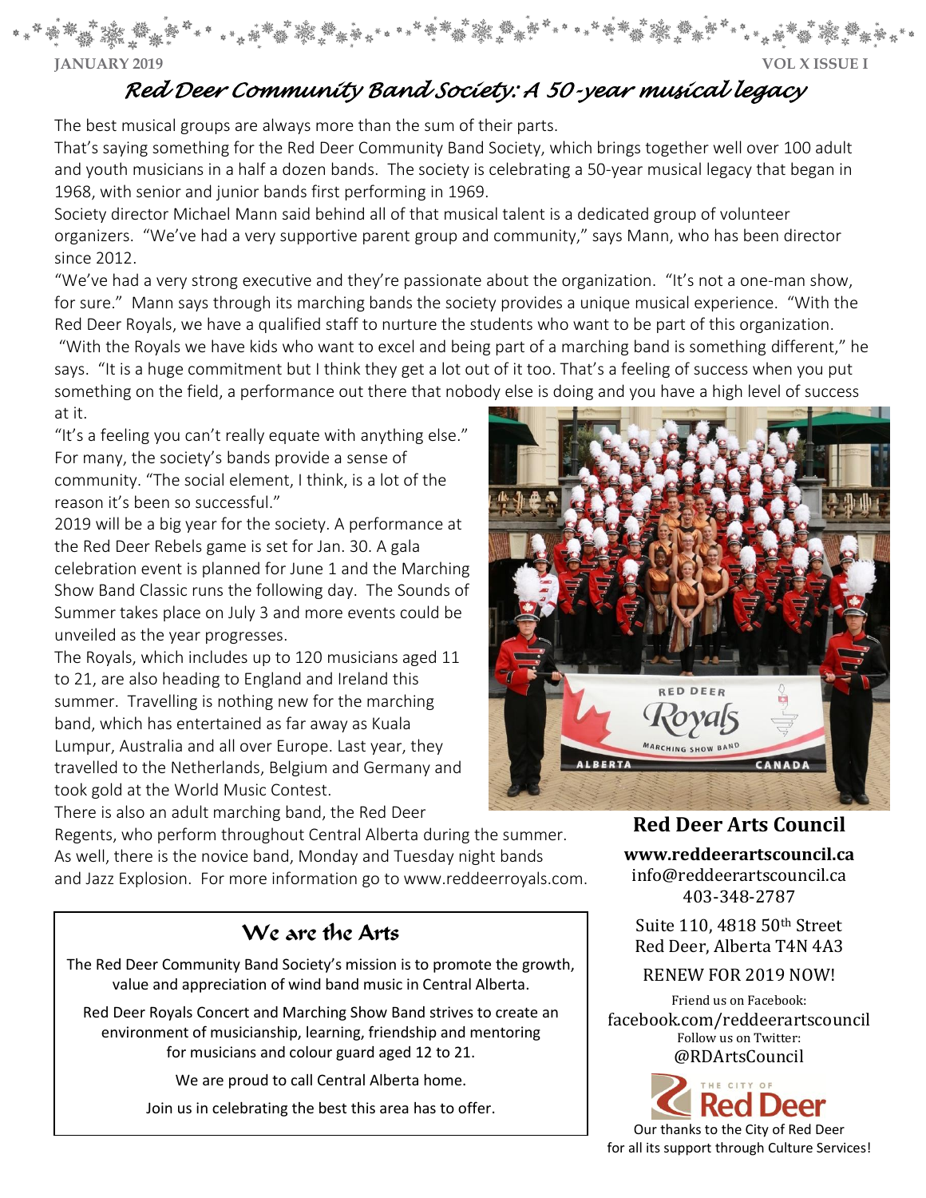# Red Deer Community Band Society: A 50-year musical legacy

The best musical groups are always more than the sum of their parts.

That's saying something for the Red Deer Community Band Society, which brings together well over 100 adult and youth musicians in a half a dozen bands. The society is celebrating a 50-year musical legacy that began in 1968, with senior and junior bands first performing in 1969.

Society director Michael Mann said behind all of that musical talent is a dedicated group of volunteer organizers. "We've had a very supportive parent group and community," says Mann, who has been director since 2012.

"We've had a very strong executive and they're passionate about the organization. "It's not a one-man show, for sure." Mann says through its marching bands the society provides a unique musical experience. "With the Red Deer Royals, we have a qualified staff to nurture the students who want to be part of this organization.

"With the Royals we have kids who want to excel and being part of a marching band is something different," he says. "It is a huge commitment but I think they get a lot out of it too. That's a feeling of success when you put something on the field, a performance out there that nobody else is doing and you have a high level of success at it.

"It's a feeling you can't really equate with anything else." For many, the society's bands provide a sense of community. "The social element, I think, is a lot of the reason it's been so successful."

2019 will be a big year for the society. A performance at the Red Deer Rebels game is set for Jan. 30. A gala celebration event is planned for June 1 and the Marching Show Band Classic runs the following day. The Sounds of Summer takes place on July 3 and more events could be unveiled as the year progresses.

The Royals, which includes up to 120 musicians aged 11 to 21, are also heading to England and Ireland this summer. Travelling is nothing new for the marching band, which has entertained as far away as Kuala Lumpur, Australia and all over Europe. Last year, they travelled to the Netherlands, Belgium and Germany and took gold at the World Music Contest.

There is also an adult marching band, the Red Deer Regents, who perform throughout Central Alberta during the summer. As well, there is the novice band, Monday and Tuesday night bands and Jazz Explosion. For more information go to www.reddeerroyals.com.

## We are the Arts

The Red Deer Community Band Society's mission is to promote the growth, value and appreciation of wind band music in Central Alberta.

Red Deer Royals Concert and Marching Show Band strives to create an environment of musicianship, learning, friendship and mentoring for musicians and colour guard aged 12 to 21.

We are proud to call Central Alberta home.

Join us in celebrating the best this area has to offer.

## Red Deer Arts Council

**www.reddeerartscouncil.ca**
info@reddeerartscouncil.ca
403-348-2787

Suite 110, 4818 50th Street
Red Deer, Alberta T4N 4A3

RENEW FOR 2019 NOW!

Friend us on Facebook:
facebook.com/reddeerartscouncil
Follow us on Twitter:
@RDArtsCouncil

Our thanks to the City of Red Deer for all its support through Culture Services!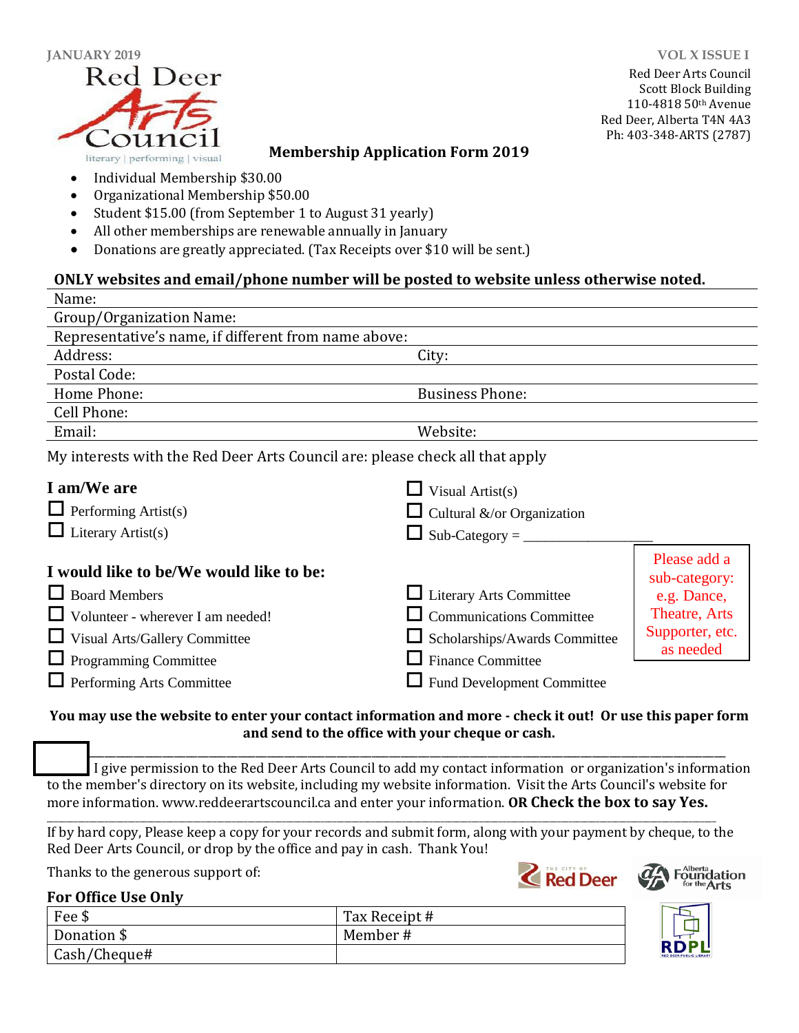JANUARY 2019

VOL X ISSUE I

Red Deer Arts Council
Scott Block Building
110-4818 50th Avenue
Red Deer, Alberta T4N 4A3
Ph: 403-348-ARTS (2787)

## Membership Application Form 2019

- Individual Membership $30.00
- Organizational Membership $50.00
- Student $15.00 (from September 1 to August 31 yearly)
- All other memberships are renewable annually in January
- Donations are greatly appreciated. (Tax Receipts over $10 will be sent.)

**ONLY websites and email/phone number will be posted to website unless otherwise noted.**

| | |
|---|---|
| Name: | |
| Group/Organization Name: | |
| Representative's name, if different from name above: | |
| Address: | City: |
| Postal Code: | |
| Home Phone: | Business Phone: |
| Cell Phone: | |
| Email: | Website: |

My interests with the Red Deer Arts Council are: please check all that apply

**I am/We are**

- ☐ Performing Artist(s)
- ☐ Literary Artist(s)
- ☐ Visual Artist(s)
- ☐ Cultural &/or Organization
- ☐ Sub-Category = ____________________

Please add a sub-category: e.g. Dance, Theatre, Arts Supporter, etc. as needed

**I would like to be/We would like to be:**

- ☐ Board Members
- ☐ Volunteer - wherever I am needed!
- ☐ Visual Arts/Gallery Committee
- ☐ Programming Committee
- ☐ Performing Arts Committee
- ☐ Literary Arts Committee
- ☐ Communications Committee
- ☐ Scholarships/Awards Committee
- ☐ Finance Committee
- ☐ Fund Development Committee

**You may use the website to enter your contact information and more - check it out! Or use this paper form and send to the office with your cheque or cash.**

☐ I give permission to the Red Deer Arts Council to add my contact information or organization's information to the member's directory on its website, including my website information. Visit the Arts Council's website for more information. www.reddeerartscouncil.ca and enter your information. **OR Check the box to say Yes.**

If by hard copy, Please keep a copy for your records and submit form, along with your payment by cheque, to the Red Deer Arts Council, or drop by the office and pay in cash. Thank You!

Thanks to the generous support of:

**For Office Use Only**

| | |
|---|---|
| Fee $ | Tax Receipt # |
| Donation $ | Member # |
| Cash/Cheque# | |